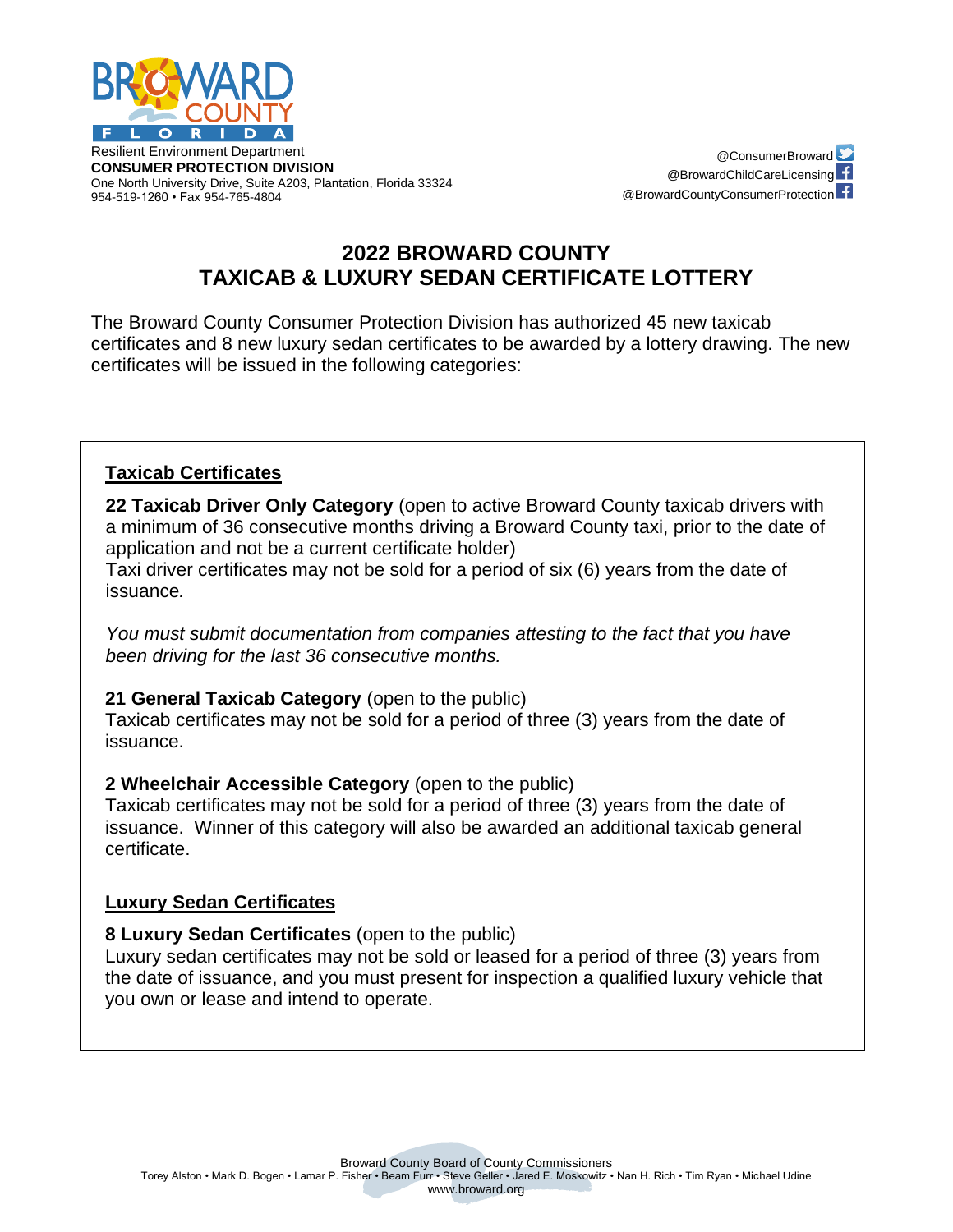Resilient Environment Department
**CONSUMER PROTECTION DIVISION**
One North University Drive, Suite A203, Plantation, Florida 33324
954-519-1260 • Fax 954-765-4804

@ConsumerBroward
@BrowardChildCareLicensing
@BrowardCountyConsumerProtection

# 2022 BROWARD COUNTY TAXICAB & LUXURY SEDAN CERTIFICATE LOTTERY

The Broward County Consumer Protection Division has authorized 45 new taxicab certificates and 8 new luxury sedan certificates to be awarded by a lottery drawing. The new certificates will be issued in the following categories:

## Taxicab Certificates

**22 Taxicab Driver Only Category** (open to active Broward County taxicab drivers with a minimum of 36 consecutive months driving a Broward County taxi, prior to the date of application and not be a current certificate holder)
Taxi driver certificates may not be sold for a period of six (6) years from the date of issuance.

*You must submit documentation from companies attesting to the fact that you have been driving for the last 36 consecutive months.*

**21 General Taxicab Category** (open to the public)
Taxicab certificates may not be sold for a period of three (3) years from the date of issuance.

**2 Wheelchair Accessible Category** (open to the public)
Taxicab certificates may not be sold for a period of three (3) years from the date of issuance. Winner of this category will also be awarded an additional taxicab general certificate.

## Luxury Sedan Certificates

**8 Luxury Sedan Certificates** (open to the public)
Luxury sedan certificates may not be sold or leased for a period of three (3) years from the date of issuance, and you must present for inspection a qualified luxury vehicle that you own or lease and intend to operate.

Broward County Board of County Commissioners
Torey Alston • Mark D. Bogen • Lamar P. Fisher • Beam Furr • Steve Geller • Jared E. Moskowitz • Nan H. Rich • Tim Ryan • Michael Udine
www.broward.org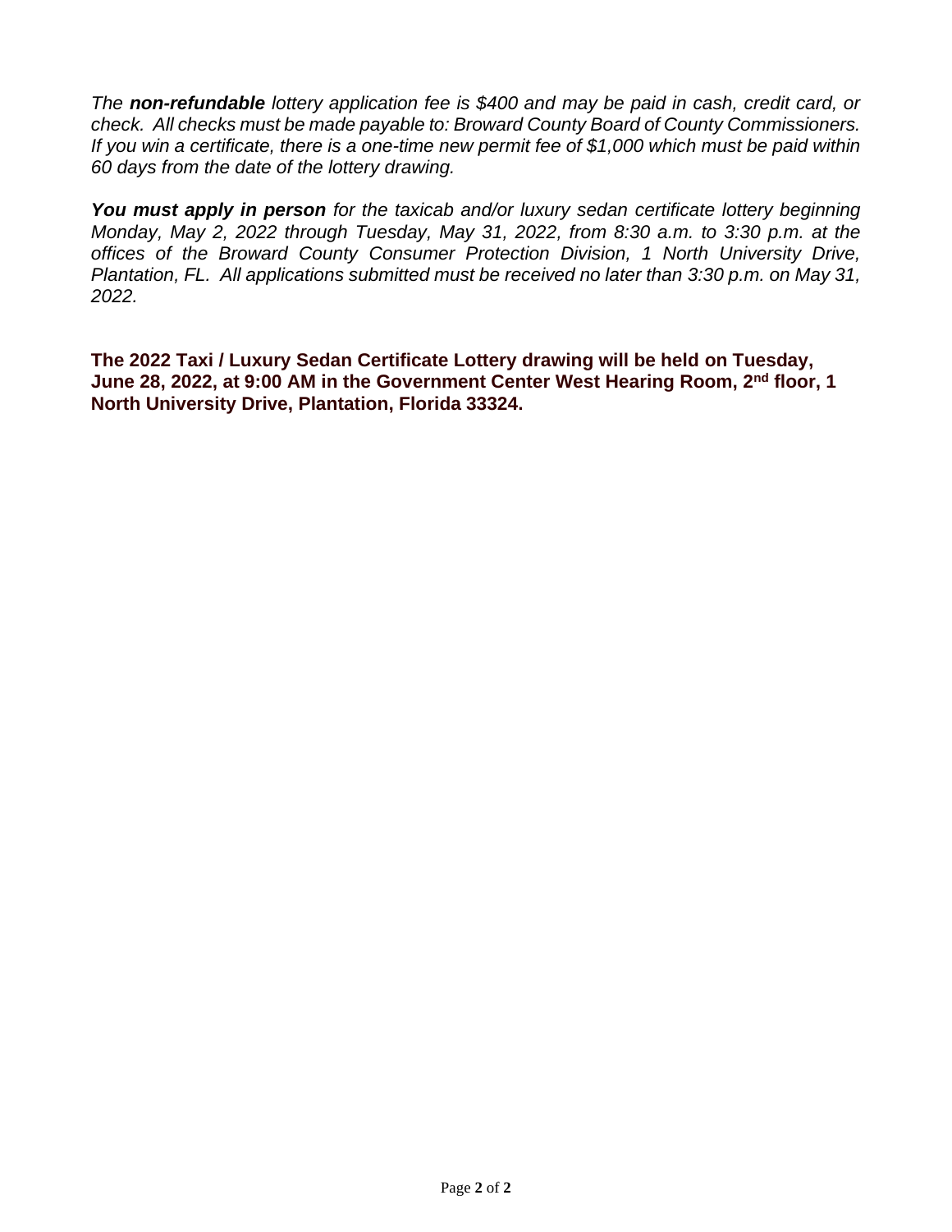*The **non-refundable** lottery application fee is $400 and may be paid in cash, credit card, or check. All checks must be made payable to: Broward County Board of County Commissioners. If you win a certificate, there is a one-time new permit fee of $1,000 which must be paid within 60 days from the date of the lottery drawing.*

***You must apply in person** for the taxicab and/or luxury sedan certificate lottery beginning Monday, May 2, 2022 through Tuesday, May 31, 2022, from 8:30 a.m. to 3:30 p.m. at the offices of the Broward County Consumer Protection Division, 1 North University Drive, Plantation, FL. All applications submitted must be received no later than 3:30 p.m. on May 31, 2022.*

**The 2022 Taxi / Luxury Sedan Certificate Lottery drawing will be held on Tuesday, June 28, 2022, at 9:00 AM in the Government Center West Hearing Room, 2nd floor, 1 North University Drive, Plantation, Florida 33324.**